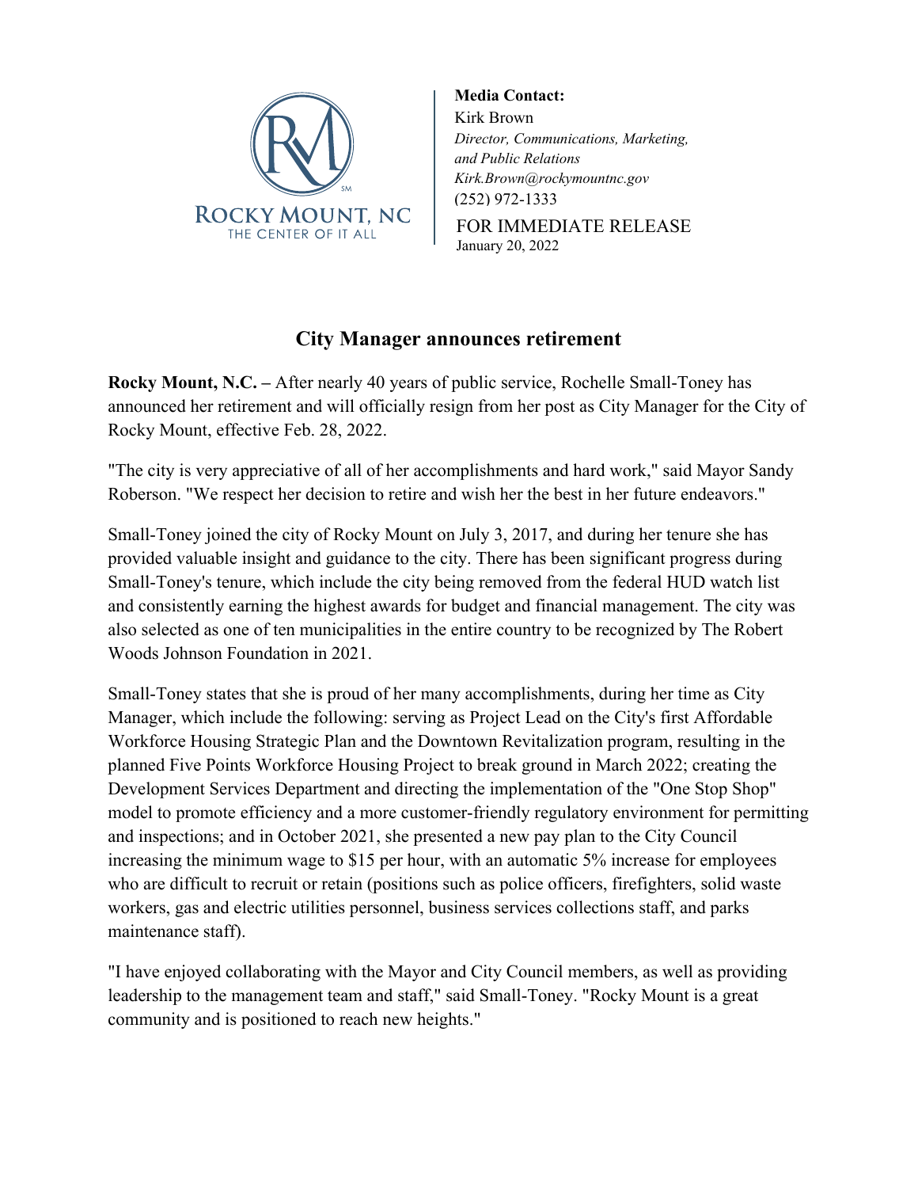ROCKY MOUNT, NC
THE CENTER OF IT ALL

**Media Contact:**
Kirk Brown
*Director, Communications, Marketing, and Public Relations*
*Kirk.Brown@rockymountnc.gov*
(252) 972-1333

FOR IMMEDIATE RELEASE
January 20, 2022

## City Manager announces retirement

**Rocky Mount, N.C. –** After nearly 40 years of public service, Rochelle Small-Toney has announced her retirement and will officially resign from her post as City Manager for the City of Rocky Mount, effective Feb. 28, 2022.

"The city is very appreciative of all of her accomplishments and hard work," said Mayor Sandy Roberson. "We respect her decision to retire and wish her the best in her future endeavors."

Small-Toney joined the city of Rocky Mount on July 3, 2017, and during her tenure she has provided valuable insight and guidance to the city. There has been significant progress during Small-Toney's tenure, which include the city being removed from the federal HUD watch list and consistently earning the highest awards for budget and financial management. The city was also selected as one of ten municipalities in the entire country to be recognized by The Robert Woods Johnson Foundation in 2021.

Small-Toney states that she is proud of her many accomplishments, during her time as City Manager, which include the following: serving as Project Lead on the City's first Affordable Workforce Housing Strategic Plan and the Downtown Revitalization program, resulting in the planned Five Points Workforce Housing Project to break ground in March 2022; creating the Development Services Department and directing the implementation of the "One Stop Shop" model to promote efficiency and a more customer-friendly regulatory environment for permitting and inspections; and in October 2021, she presented a new pay plan to the City Council increasing the minimum wage to $15 per hour, with an automatic 5% increase for employees who are difficult to recruit or retain (positions such as police officers, firefighters, solid waste workers, gas and electric utilities personnel, business services collections staff, and parks maintenance staff).

"I have enjoyed collaborating with the Mayor and City Council members, as well as providing leadership to the management team and staff," said Small-Toney. "Rocky Mount is a great community and is positioned to reach new heights."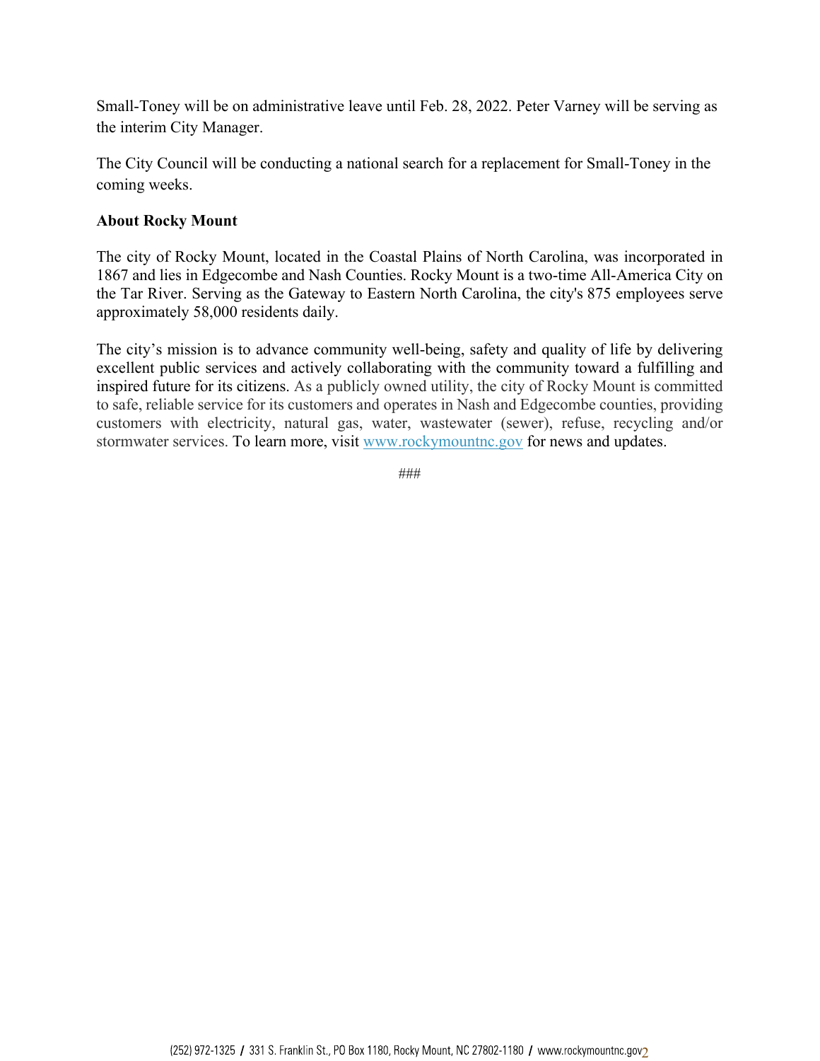Small-Toney will be on administrative leave until Feb. 28, 2022. Peter Varney will be serving as the interim City Manager.

The City Council will be conducting a national search for a replacement for Small-Toney in the coming weeks.

**About Rocky Mount**

The city of Rocky Mount, located in the Coastal Plains of North Carolina, was incorporated in 1867 and lies in Edgecombe and Nash Counties. Rocky Mount is a two-time All-America City on the Tar River. Serving as the Gateway to Eastern North Carolina, the city's 875 employees serve approximately 58,000 residents daily.

The city's mission is to advance community well-being, safety and quality of life by delivering excellent public services and actively collaborating with the community toward a fulfilling and inspired future for its citizens. As a publicly owned utility, the city of Rocky Mount is committed to safe, reliable service for its customers and operates in Nash and Edgecombe counties, providing customers with electricity, natural gas, water, wastewater (sewer), refuse, recycling and/or stormwater services. To learn more, visit [www.rockymountnc.gov](http://www.rockymountnc.gov) for news and updates.

###